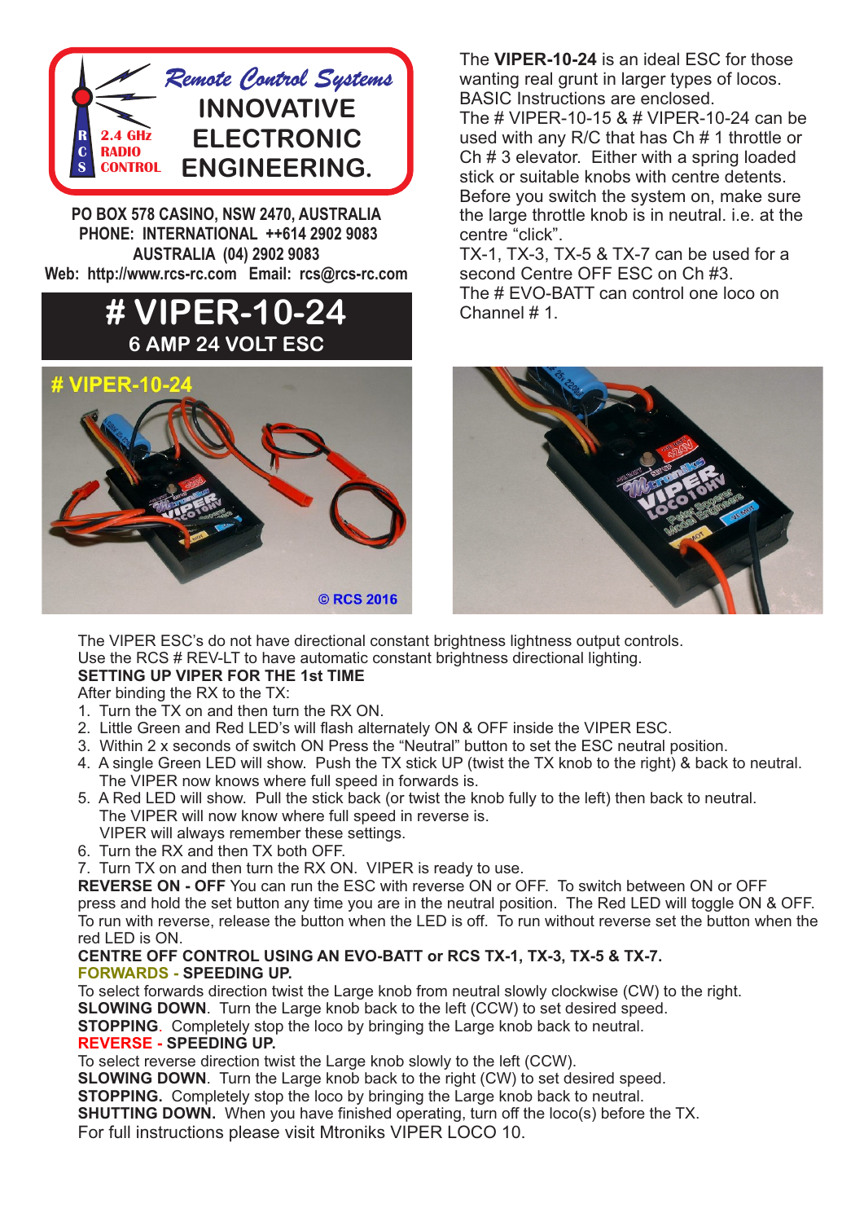Remote Control Systems

INNOVATIVE ELECTRONIC ENGINEERING.

RCS 2.4 GHz RADIO CONTROL

PO BOX 578 CASINO, NSW 2470, AUSTRALIA
PHONE: INTERNATIONAL ++614 2902 9083
AUSTRALIA (04) 2902 9083
Web: http://www.rcs-rc.com Email: rcs@rcs-rc.com

# # VIPER-10-24

## 6 AMP 24 VOLT ESC

The **VIPER-10-24** is an ideal ESC for those wanting real grunt in larger types of locos. BASIC Instructions are enclosed.
The # VIPER-10-15 & # VIPER-10-24 can be used with any R/C that has Ch # 1 throttle or Ch # 3 elevator. Either with a spring loaded stick or suitable knobs with centre detents.
Before you switch the system on, make sure the large throttle knob is in neutral. i.e. at the centre "click".
TX-1, TX-3, TX-5 & TX-7 can be used for a second Centre OFF ESC on Ch #3.
The # EVO-BATT can control one loco on Channel # 1.

# VIPER-10-24

© RCS 2016

The VIPER ESC's do not have directional constant brightness lightness output controls.
Use the RCS # REV-LT to have automatic constant brightness directional lighting.

**SETTING UP VIPER FOR THE 1st TIME**

After binding the RX to the TX:

1. Turn the TX on and then turn the RX ON.
2. Little Green and Red LED's will flash alternately ON & OFF inside the VIPER ESC.
3. Within 2 x seconds of switch ON Press the "Neutral" button to set the ESC neutral position.
4. A single Green LED will show. Push the TX stick UP (twist the TX knob to the right) & back to neutral. The VIPER now knows where full speed in forwards is.
5. A Red LED will show. Pull the stick back (or twist the knob fully to the left) then back to neutral. The VIPER will now know where full speed in reverse is. VIPER will always remember these settings.
6. Turn the RX and then TX both OFF.
7. Turn TX on and then turn the RX ON. VIPER is ready to use.

**REVERSE ON - OFF** You can run the ESC with reverse ON or OFF. To switch between ON or OFF press and hold the set button any time you are in the neutral position. The Red LED will toggle ON & OFF. To run with reverse, release the button when the LED is off. To run without reverse set the button when the red LED is ON.

**CENTRE OFF CONTROL USING AN EVO-BATT or RCS TX-1, TX-3, TX-5 & TX-7.**

**FORWARDS - SPEEDING UP.**
To select forwards direction twist the Large knob from neutral slowly clockwise (CW) to the right.
**SLOWING DOWN**. Turn the Large knob back to the left (CCW) to set desired speed.
**STOPPING**. Completely stop the loco by bringing the Large knob back to neutral.

**REVERSE - SPEEDING UP.**
To select reverse direction twist the Large knob slowly to the left (CCW).
**SLOWING DOWN**. Turn the Large knob back to the right (CW) to set desired speed.
**STOPPING.** Completely stop the loco by bringing the Large knob back to neutral.
**SHUTTING DOWN.** When you have finished operating, turn off the loco(s) before the TX.

For full instructions please visit Mtroniks VIPER LOCO 10.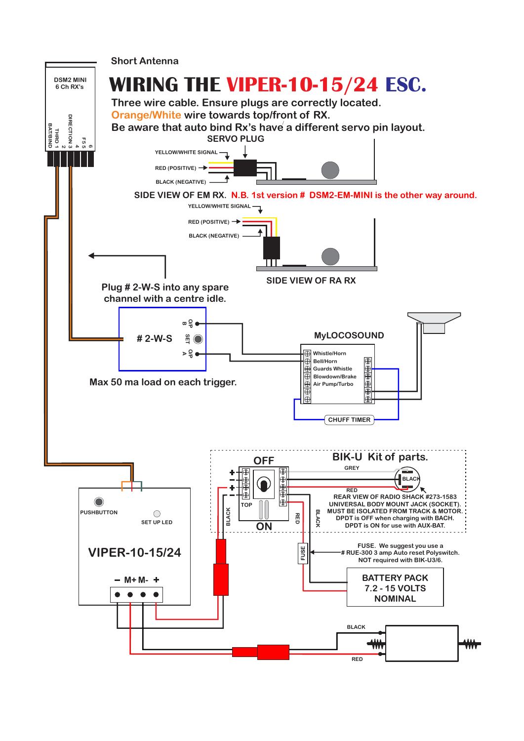Short Antenna

# WIRING THE VIPER-10-15/24 ESC.

Three wire cable. Ensure plugs are correctly located.
Orange/White wire towards top/front of RX.
Be aware that auto bind Rx's have a different servo pin layout.

DSM2 MINI
6 Ch RX's

BAT/BIND
THRO 1
DIRECTION 2
3
4
F5 5
6

SERVO PLUG

YELLOW/WHITE SIGNAL
RED (POSITIVE)
BLACK (NEGATIVE)

SIDE VIEW OF EM RX. N.B. 1st version # DSM2-EM-MINI is the other way around.

YELLOW/WHITE SIGNAL
RED (POSITIVE)
BLACK (NEGATIVE)

SIDE VIEW OF RA RX

Plug # 2-W-S into any spare channel with a centre idle.

# 2-W-S

O/P B
SET
O/P A

Max 50 ma load on each trigger.

MyLOCOSOUND

Whistle/Horn
Bell/Horn
Guards Whistle
Blowdown/Brake
Air Pump/Turbo

CHUFF TIMER

OFF
TOP
ON

BIK-U Kit of parts.

GREY
BLACK
RED

REAR VIEW OF RADIO SHACK #273-1583
UNIVERSAL BODY MOUNT JACK (SOCKET).
MUST BE ISOLATED FROM TRACK & MOTOR.
DPDT is OFF when charging with BACH.
DPDT is ON for use with AUX-BAT.

BLACK
RED
BLACK

FUSE. We suggest you use a
# RUE-300 3 amp Auto reset Polyswitch.
NOT required with BIK-U3/6.

FUSE

PUSHBUTTON
SET UP LED

VIPER-10-15/24

– M+ M- +

BATTERY PACK
7.2 - 15 VOLTS
NOMINAL

BLACK
RED